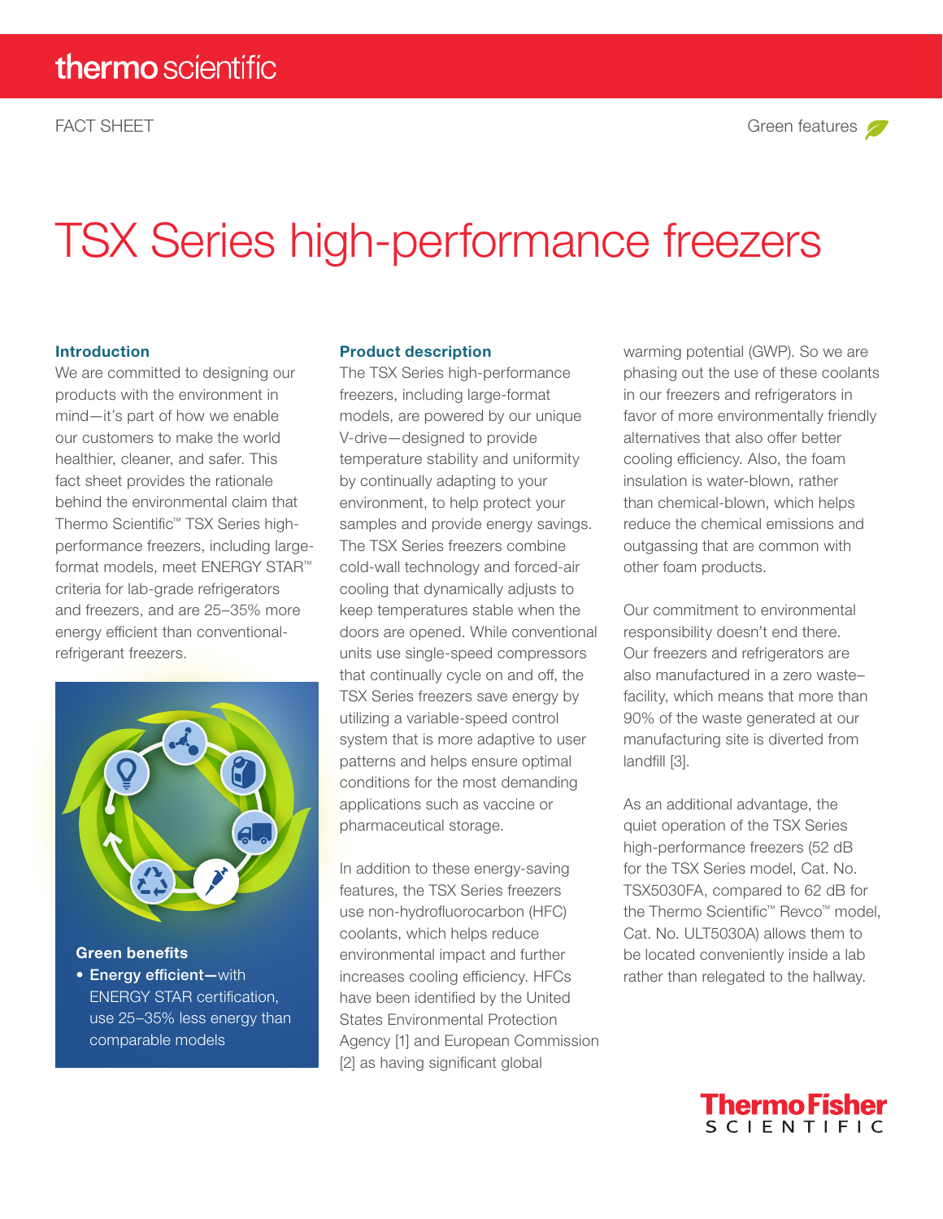thermo scientific

FACT SHEET

Green features

# TSX Series high-performance freezers

## Introduction

We are committed to designing our products with the environment in mind—it's part of how we enable our customers to make the world healthier, cleaner, and safer. This fact sheet provides the rationale behind the environmental claim that Thermo Scientific™ TSX Series high-performance freezers, including large-format models, meet ENERGY STAR™ criteria for lab-grade refrigerators and freezers, and are 25–35% more energy efficient than conventional-refrigerant freezers.

**Green benefits**

- **Energy efficient—**with ENERGY STAR certification, use 25–35% less energy than comparable models

## Product description

The TSX Series high-performance freezers, including large-format models, are powered by our unique V-drive—designed to provide temperature stability and uniformity by continually adapting to your environment, to help protect your samples and provide energy savings. The TSX Series freezers combine cold-wall technology and forced-air cooling that dynamically adjusts to keep temperatures stable when the doors are opened. While conventional units use single-speed compressors that continually cycle on and off, the TSX Series freezers save energy by utilizing a variable-speed control system that is more adaptive to user patterns and helps ensure optimal conditions for the most demanding applications such as vaccine or pharmaceutical storage.

In addition to these energy-saving features, the TSX Series freezers use non-hydrofluorocarbon (HFC) coolants, which helps reduce environmental impact and further increases cooling efficiency. HFCs have been identified by the United States Environmental Protection Agency [1] and European Commission [2] as having significant global warming potential (GWP). So we are phasing out the use of these coolants in our freezers and refrigerators in favor of more environmentally friendly alternatives that also offer better cooling efficiency. Also, the foam insulation is water-blown, rather than chemical-blown, which helps reduce the chemical emissions and outgassing that are common with other foam products.

Our commitment to environmental responsibility doesn't end there. Our freezers and refrigerators are also manufactured in a zero waste–facility, which means that more than 90% of the waste generated at our manufacturing site is diverted from landfill [3].

As an additional advantage, the quiet operation of the TSX Series high-performance freezers (52 dB for the TSX Series model, Cat. No. TSX5030FA, compared to 62 dB for the Thermo Scientific™ Revco™ model, Cat. No. ULT5030A) allows them to be located conveniently inside a lab rather than relegated to the hallway.

ThermoFisher SCIENTIFIC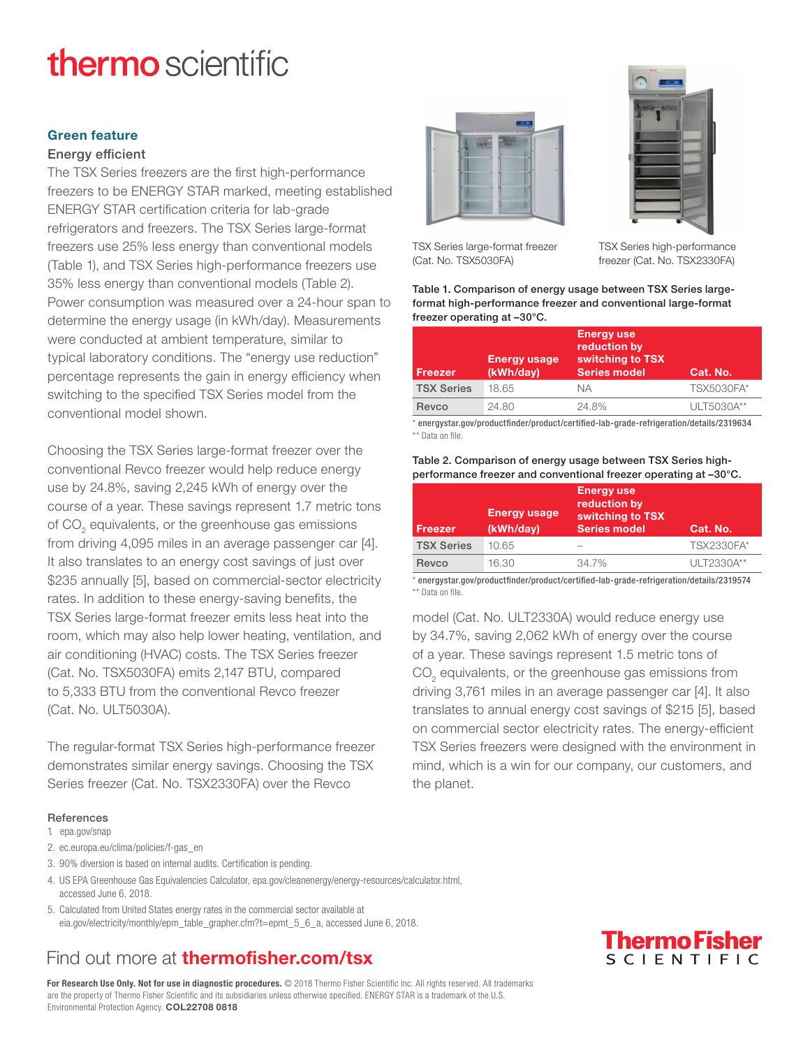# thermo scientific

## Green feature

### Energy efficient

The TSX Series freezers are the first high-performance freezers to be ENERGY STAR marked, meeting established ENERGY STAR certification criteria for lab-grade refrigerators and freezers. The TSX Series large-format freezers use 25% less energy than conventional models (Table 1), and TSX Series high-performance freezers use 35% less energy than conventional models (Table 2). Power consumption was measured over a 24-hour span to determine the energy usage (in kWh/day). Measurements were conducted at ambient temperature, similar to typical laboratory conditions. The "energy use reduction" percentage represents the gain in energy efficiency when switching to the specified TSX Series model from the conventional model shown.

Choosing the TSX Series large-format freezer over the conventional Revco freezer would help reduce energy use by 24.8%, saving 2,245 kWh of energy over the course of a year. These savings represent 1.7 metric tons of $CO_2$ equivalents, or the greenhouse gas emissions from driving 4,095 miles in an average passenger car [4]. It also translates to an energy cost savings of just over $235 annually [5], based on commercial-sector electricity rates. In addition to these energy-saving benefits, the TSX Series large-format freezer emits less heat into the room, which may also help lower heating, ventilation, and air conditioning (HVAC) costs. The TSX Series freezer (Cat. No. TSX5030FA) emits 2,147 BTU, compared to 5,333 BTU from the conventional Revco freezer (Cat. No. ULT5030A).

The regular-format TSX Series high-performance freezer demonstrates similar energy savings. Choosing the TSX Series freezer (Cat. No. TSX2330FA) over the Revco model (Cat. No. ULT2330A) would reduce energy use by 34.7%, saving 2,062 kWh of energy over the course of a year. These savings represent 1.5 metric tons of $CO_2$ equivalents, or the greenhouse gas emissions from driving 3,761 miles in an average passenger car [4]. It also translates to annual energy cost savings of $215 [5], based on commercial sector electricity rates. The energy-efficient TSX Series freezers were designed with the environment in mind, which is a win for our company, our customers, and the planet.

TSX Series large-format freezer (Cat. No. TSX5030FA)

TSX Series high-performance freezer (Cat. No. TSX2330FA)

**Table 1. Comparison of energy usage between TSX Series large-format high-performance freezer and conventional large-format freezer operating at –30°C.**

| Freezer | Energy usage (kWh/day) | Energy use reduction by switching to TSX Series model | Cat. No. |
|---|---|---|---|
| TSX Series | 18.65 | NA | TSX5030FA* |
| Revco | 24.80 | 24.8% | ULT5030A** |

\* energystar.gov/productfinder/product/certified-lab-grade-refrigeration/details/2319634
\** Data on file.

**Table 2. Comparison of energy usage between TSX Series high-performance freezer and conventional freezer operating at –30°C.**

| Freezer | Energy usage (kWh/day) | Energy use reduction by switching to TSX Series model | Cat. No. |
|---|---|---|---|
| TSX Series | 10.65 | – | TSX2330FA* |
| Revco | 16.30 | 34.7% | ULT2330A** |

\* energystar.gov/productfinder/product/certified-lab-grade-refrigeration/details/2319574
\** Data on file.

### References

1. epa.gov/snap
2. ec.europa.eu/clima/policies/f-gas_en
3. 90% diversion is based on internal audits. Certification is pending.
4. US EPA Greenhouse Gas Equivalencies Calculator, epa.gov/cleanenergy/energy-resources/calculator.html, accessed June 6, 2018.
5. Calculated from United States energy rates in the commercial sector available at eia.gov/electricity/monthly/epm_table_grapher.cfm?t=epmt_5_6_a, accessed June 6, 2018.

Find out more at **thermofisher.com/tsx**

ThermoFisher SCIENTIFIC

**For Research Use Only. Not for use in diagnostic procedures.** © 2018 Thermo Fisher Scientific Inc. All rights reserved. All trademarks are the property of Thermo Fisher Scientific and its subsidiaries unless otherwise specified. ENERGY STAR is a trademark of the U.S. Environmental Protection Agency. **COL22708 0818**